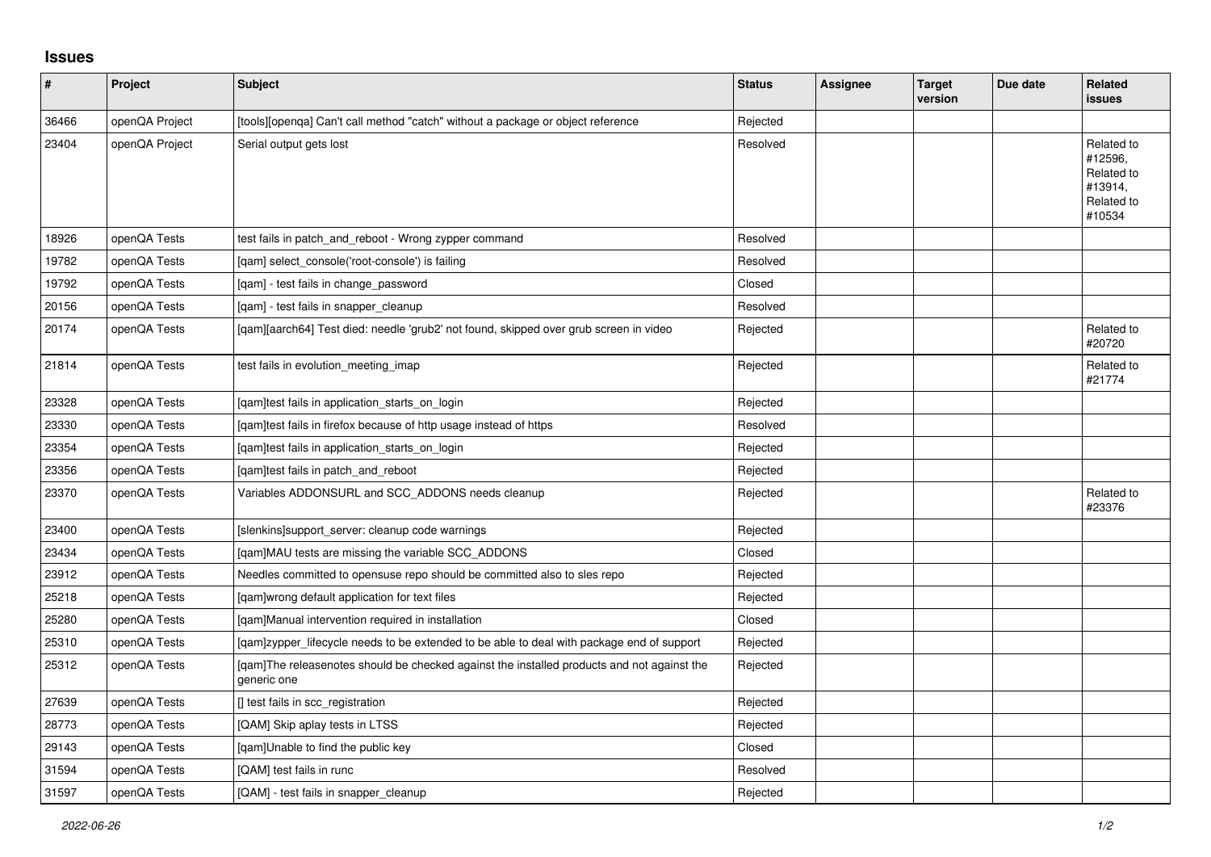## Issues

| # | Project | Subject | Status | Assignee | Target version | Due date | Related issues |
|---|---|---|---|---|---|---|---|
| 36466 | openQA Project | [tools][openqa] Can't call method "catch" without a package or object reference | Rejected | | | | |
| 23404 | openQA Project | Serial output gets lost | Resolved | | | | Related to #12596, Related to #13914, Related to #10534 |
| 18926 | openQA Tests | test fails in patch_and_reboot - Wrong zypper command | Resolved | | | | |
| 19782 | openQA Tests | [qam] select_console('root-console') is failing | Resolved | | | | |
| 19792 | openQA Tests | [qam] - test fails in change_password | Closed | | | | |
| 20156 | openQA Tests | [qam] - test fails in snapper_cleanup | Resolved | | | | |
| 20174 | openQA Tests | [qam][aarch64] Test died: needle 'grub2' not found, skipped over grub screen in video | Rejected | | | | Related to #20720 |
| 21814 | openQA Tests | test fails in evolution_meeting_imap | Rejected | | | | Related to #21774 |
| 23328 | openQA Tests | [qam]test fails in application_starts_on_login | Rejected | | | | |
| 23330 | openQA Tests | [qam]test fails in firefox because of http usage instead of https | Resolved | | | | |
| 23354 | openQA Tests | [qam]test fails in application_starts_on_login | Rejected | | | | |
| 23356 | openQA Tests | [qam]test fails in patch_and_reboot | Rejected | | | | |
| 23370 | openQA Tests | Variables ADDONSURL and SCC_ADDONS needs cleanup | Rejected | | | | Related to #23376 |
| 23400 | openQA Tests | [slenkins]support_server: cleanup code warnings | Rejected | | | | |
| 23434 | openQA Tests | [qam]MAU tests are missing the variable SCC_ADDONS | Closed | | | | |
| 23912 | openQA Tests | Needles committed to opensuse repo should be committed also to sles repo | Rejected | | | | |
| 25218 | openQA Tests | [qam]wrong default application for text files | Rejected | | | | |
| 25280 | openQA Tests | [qam]Manual intervention required in installation | Closed | | | | |
| 25310 | openQA Tests | [qam]zypper_lifecycle needs to be extended to be able to deal with package end of support | Rejected | | | | |
| 25312 | openQA Tests | [qam]The releasenotes should be checked against the installed products and not against the generic one | Rejected | | | | |
| 27639 | openQA Tests | [] test fails in scc_registration | Rejected | | | | |
| 28773 | openQA Tests | [QAM] Skip aplay tests in LTSS | Rejected | | | | |
| 29143 | openQA Tests | [qam]Unable to find the public key | Closed | | | | |
| 31594 | openQA Tests | [QAM] test fails in runc | Resolved | | | | |
| 31597 | openQA Tests | [QAM] - test fails in snapper_cleanup | Rejected | | | | |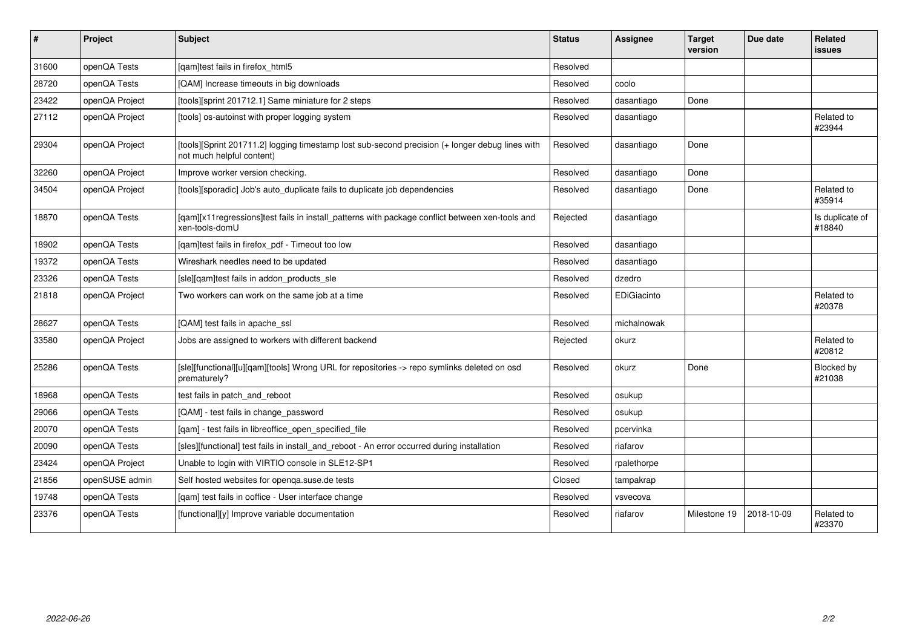| # | Project | Subject | Status | Assignee | Target version | Due date | Related issues |
|---|---|---|---|---|---|---|---|
| 31600 | openQA Tests | [qam]test fails in firefox_html5 | Resolved | | | | |
| 28720 | openQA Tests | [QAM] Increase timeouts in big downloads | Resolved | coolo | | | |
| 23422 | openQA Project | [tools][sprint 201712.1] Same miniature for 2 steps | Resolved | dasantiago | Done | | |
| 27112 | openQA Project | [tools] os-autoinst with proper logging system | Resolved | dasantiago | | | Related to #23944 |
| 29304 | openQA Project | [tools][Sprint 201711.2] logging timestamp lost sub-second precision (+ longer debug lines with not much helpful content) | Resolved | dasantiago | Done | | |
| 32260 | openQA Project | Improve worker version checking. | Resolved | dasantiago | Done | | |
| 34504 | openQA Project | [tools][sporadic] Job's auto_duplicate fails to duplicate job dependencies | Resolved | dasantiago | Done | | Related to #35914 |
| 18870 | openQA Tests | [qam][x11regressions]test fails in install_patterns with package conflict between xen-tools and xen-tools-domU | Rejected | dasantiago | | | Is duplicate of #18840 |
| 18902 | openQA Tests | [qam]test fails in firefox_pdf - Timeout too low | Resolved | dasantiago | | | |
| 19372 | openQA Tests | Wireshark needles need to be updated | Resolved | dasantiago | | | |
| 23326 | openQA Tests | [sle][qam]test fails in addon_products_sle | Resolved | dzedro | | | |
| 21818 | openQA Project | Two workers can work on the same job at a time | Resolved | EDiGiacinto | | | Related to #20378 |
| 28627 | openQA Tests | [QAM] test fails in apache_ssl | Resolved | michalnowak | | | |
| 33580 | openQA Project | Jobs are assigned to workers with different backend | Rejected | okurz | | | Related to #20812 |
| 25286 | openQA Tests | [sle][functional][u][qam][tools] Wrong URL for repositories -> repo symlinks deleted on osd prematurely? | Resolved | okurz | Done | | Blocked by #21038 |
| 18968 | openQA Tests | test fails in patch_and_reboot | Resolved | osukup | | | |
| 29066 | openQA Tests | [QAM] - test fails in change_password | Resolved | osukup | | | |
| 20070 | openQA Tests | [qam] - test fails in libreoffice_open_specified_file | Resolved | pcervinka | | | |
| 20090 | openQA Tests | [sles][functional] test fails in install_and_reboot - An error occurred during installation | Resolved | riafarov | | | |
| 23424 | openQA Project | Unable to login with VIRTIO console in SLE12-SP1 | Resolved | rpalethorpe | | | |
| 21856 | openSUSE admin | Self hosted websites for openqa.suse.de tests | Closed | tampakrap | | | |
| 19748 | openQA Tests | [qam] test fails in ooffice - User interface change | Resolved | vsvecova | | | |
| 23376 | openQA Tests | [functional][y] Improve variable documentation | Resolved | riafarov | Milestone 19 | 2018-10-09 | Related to #23370 |